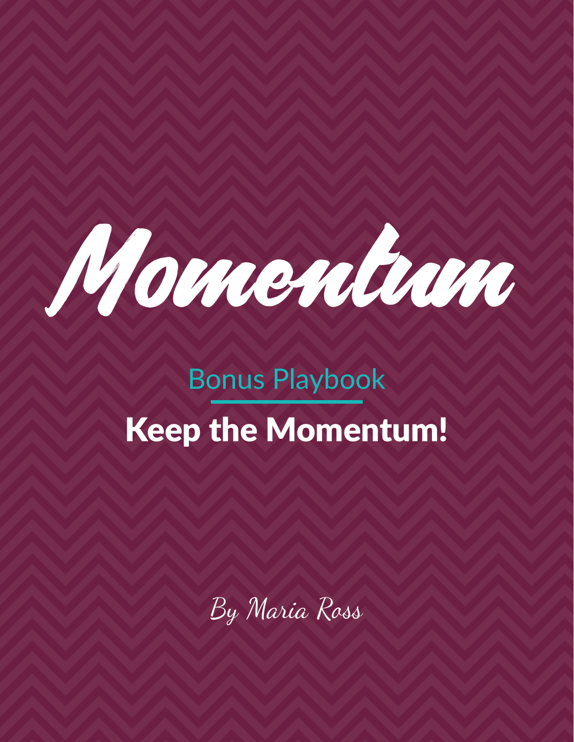# Momentum

Bonus Playbook

## Keep the Momentum!

By Maria Ross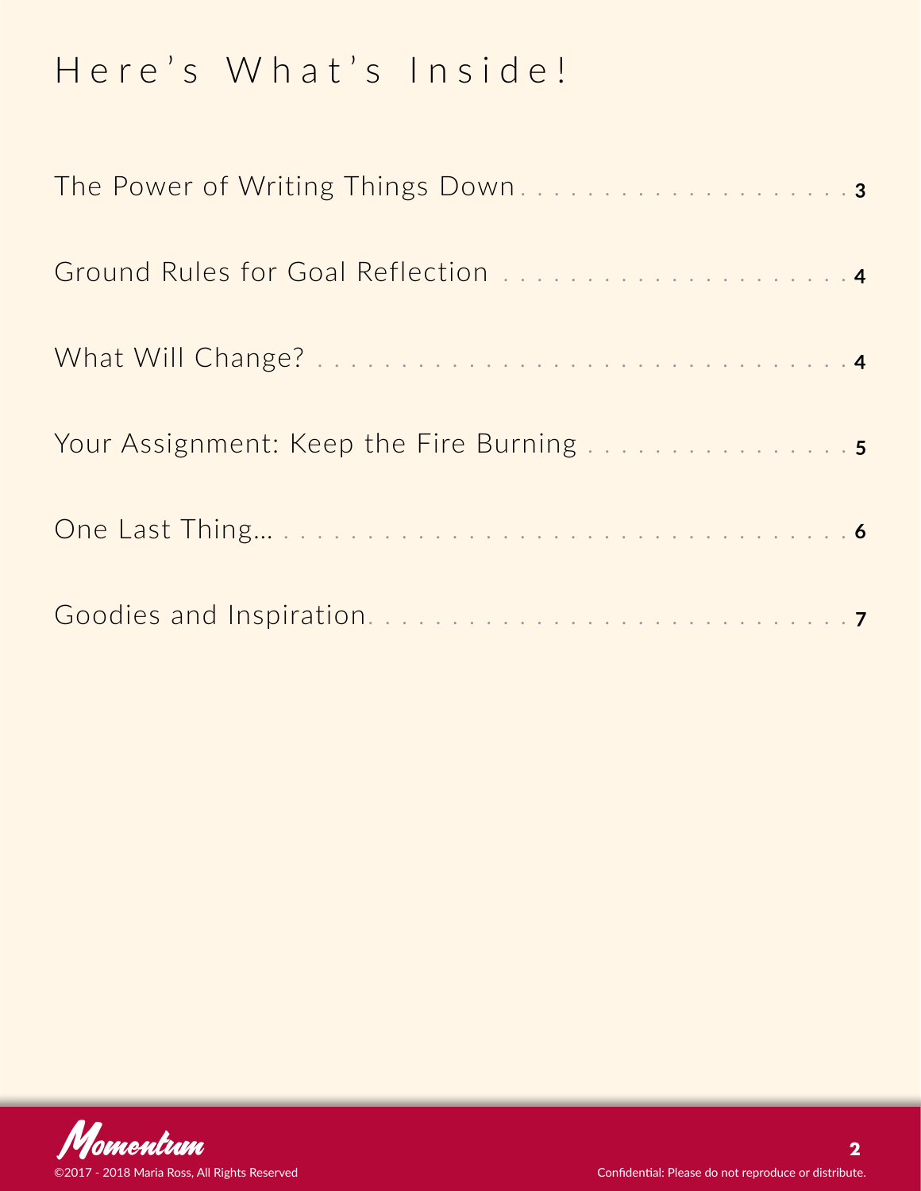# Here's What's Inside!

| | |
|---|---|
| The Power of Writing Things Down | **3** |
| Ground Rules for Goal Reflection | **4** |
| What Will Change? | **4** |
| Your Assignment: Keep the Fire Burning | **5** |
| One Last Thing... | **6** |
| Goodies and Inspiration | **7** |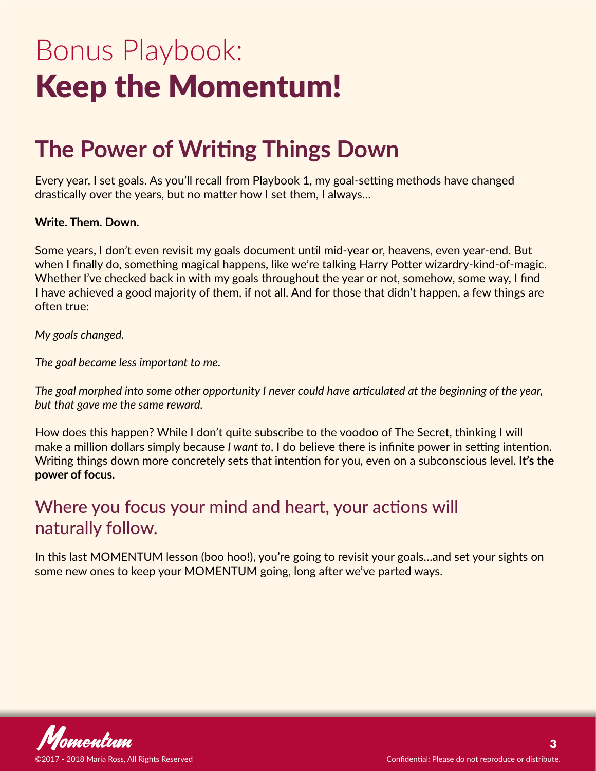# Bonus Playbook: Keep the Momentum!

## The Power of Writing Things Down

Every year, I set goals. As you'll recall from Playbook 1, my goal-setting methods have changed drastically over the years, but no matter how I set them, I always…

**Write. Them. Down.**

Some years, I don't even revisit my goals document until mid-year or, heavens, even year-end. But when I finally do, something magical happens, like we're talking Harry Potter wizardry-kind-of-magic. Whether I've checked back in with my goals throughout the year or not, somehow, some way, I find I have achieved a good majority of them, if not all. And for those that didn't happen, a few things are often true:

*My goals changed.*

*The goal became less important to me.*

*The goal morphed into some other opportunity I never could have articulated at the beginning of the year, but that gave me the same reward.*

How does this happen? While I don't quite subscribe to the voodoo of The Secret, thinking I will make a million dollars simply because *I want to*, I do believe there is infinite power in setting intention. Writing things down more concretely sets that intention for you, even on a subconscious level. **It's the power of focus.**

### Where you focus your mind and heart, your actions will naturally follow.

In this last MOMENTUM lesson (boo hoo!), you're going to revisit your goals…and set your sights on some new ones to keep your MOMENTUM going, long after we've parted ways.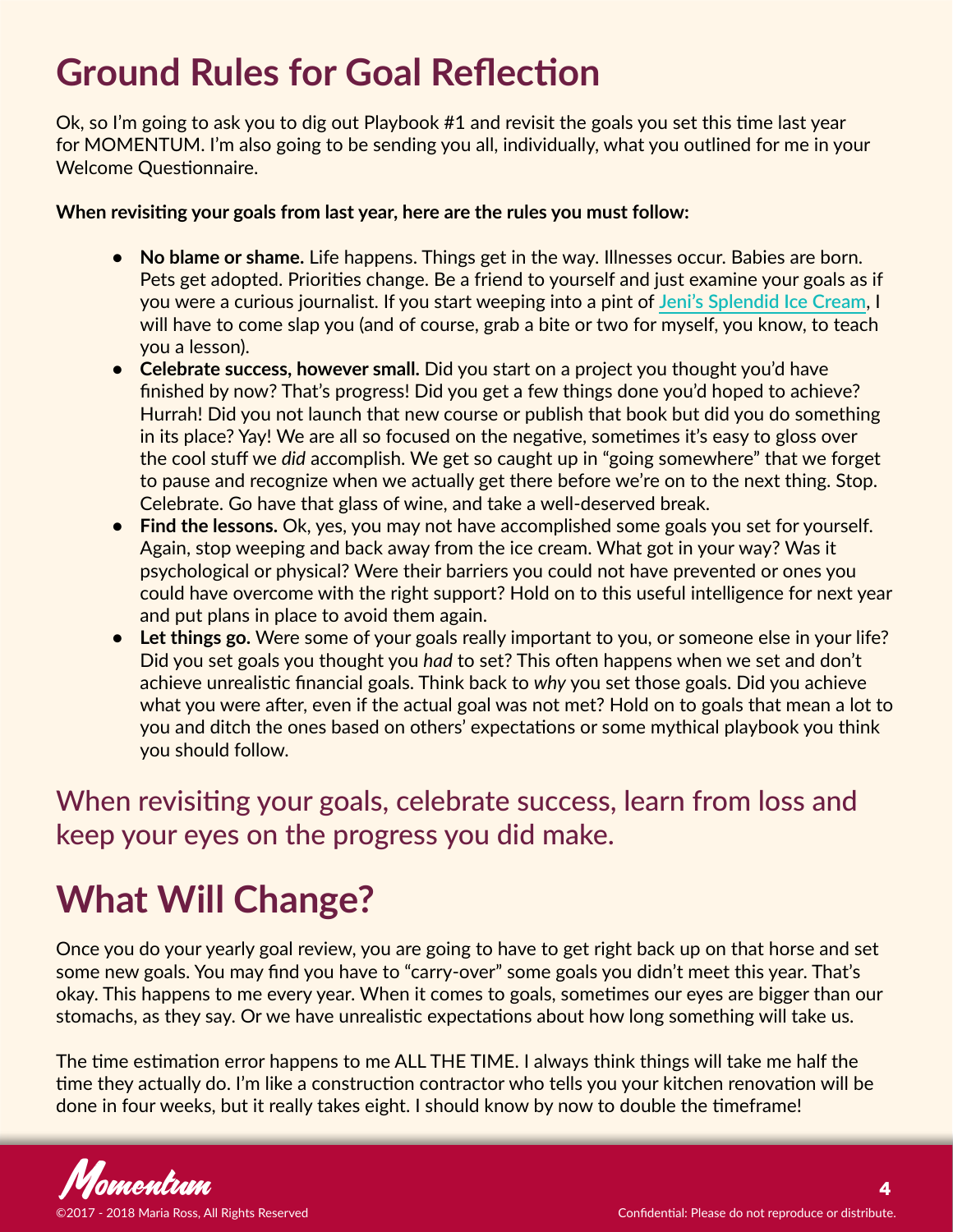# Ground Rules for Goal Reflection

Ok, so I'm going to ask you to dig out Playbook #1 and revisit the goals you set this time last year for MOMENTUM. I'm also going to be sending you all, individually, what you outlined for me in your Welcome Questionnaire.

**When revisiting your goals from last year, here are the rules you must follow:**

- **No blame or shame.** Life happens. Things get in the way. Illnesses occur. Babies are born. Pets get adopted. Priorities change. Be a friend to yourself and just examine your goals as if you were a curious journalist. If you start weeping into a pint of Jeni's Splendid Ice Cream, I will have to come slap you (and of course, grab a bite or two for myself, you know, to teach you a lesson).
- **Celebrate success, however small.** Did you start on a project you thought you'd have finished by now? That's progress! Did you get a few things done you'd hoped to achieve? Hurrah! Did you not launch that new course or publish that book but did you do something in its place? Yay! We are all so focused on the negative, sometimes it's easy to gloss over the cool stuff we *did* accomplish. We get so caught up in "going somewhere" that we forget to pause and recognize when we actually get there before we're on to the next thing. Stop. Celebrate. Go have that glass of wine, and take a well-deserved break.
- **Find the lessons.** Ok, yes, you may not have accomplished some goals you set for yourself. Again, stop weeping and back away from the ice cream. What got in your way? Was it psychological or physical? Were their barriers you could not have prevented or ones you could have overcome with the right support? Hold on to this useful intelligence for next year and put plans in place to avoid them again.
- **Let things go.** Were some of your goals really important to you, or someone else in your life? Did you set goals you thought you *had* to set? This often happens when we set and don't achieve unrealistic financial goals. Think back to *why* you set those goals. Did you achieve what you were after, even if the actual goal was not met? Hold on to goals that mean a lot to you and ditch the ones based on others' expectations or some mythical playbook you think you should follow.

When revisiting your goals, celebrate success, learn from loss and keep your eyes on the progress you did make.

# What Will Change?

Once you do your yearly goal review, you are going to have to get right back up on that horse and set some new goals. You may find you have to "carry-over" some goals you didn't meet this year. That's okay. This happens to me every year. When it comes to goals, sometimes our eyes are bigger than our stomachs, as they say. Or we have unrealistic expectations about how long something will take us.

The time estimation error happens to me ALL THE TIME. I always think things will take me half the time they actually do. I'm like a construction contractor who tells you your kitchen renovation will be done in four weeks, but it really takes eight. I should know by now to double the timeframe!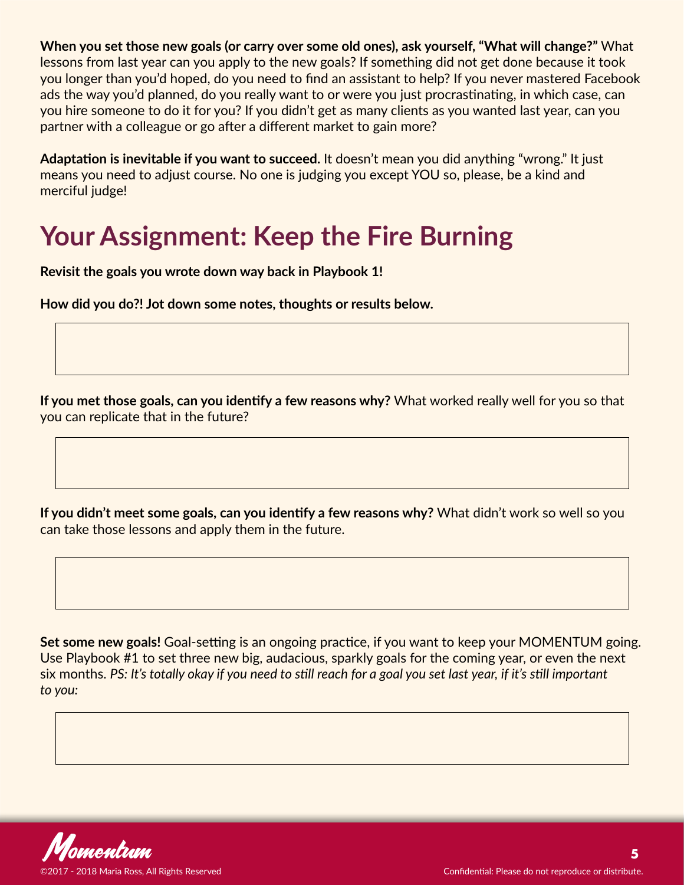**When you set those new goals (or carry over some old ones), ask yourself, "What will change?"** What lessons from last year can you apply to the new goals? If something did not get done because it took you longer than you'd hoped, do you need to find an assistant to help? If you never mastered Facebook ads the way you'd planned, do you really want to or were you just procrastinating, in which case, can you hire someone to do it for you? If you didn't get as many clients as you wanted last year, can you partner with a colleague or go after a different market to gain more?

**Adaptation is inevitable if you want to succeed.** It doesn't mean you did anything "wrong." It just means you need to adjust course. No one is judging you except YOU so, please, be a kind and merciful judge!

# Your Assignment: Keep the Fire Burning

**Revisit the goals you wrote down way back in Playbook 1!**

**How did you do?! Jot down some notes, thoughts or results below.**

**If you met those goals, can you identify a few reasons why?** What worked really well for you so that you can replicate that in the future?

**If you didn't meet some goals, can you identify a few reasons why?** What didn't work so well so you can take those lessons and apply them in the future.

**Set some new goals!** Goal-setting is an ongoing practice, if you want to keep your MOMENTUM going. Use Playbook #1 to set three new big, audacious, sparkly goals for the coming year, or even the next six months. *PS: It's totally okay if you need to still reach for a goal you set last year, if it's still important to you:*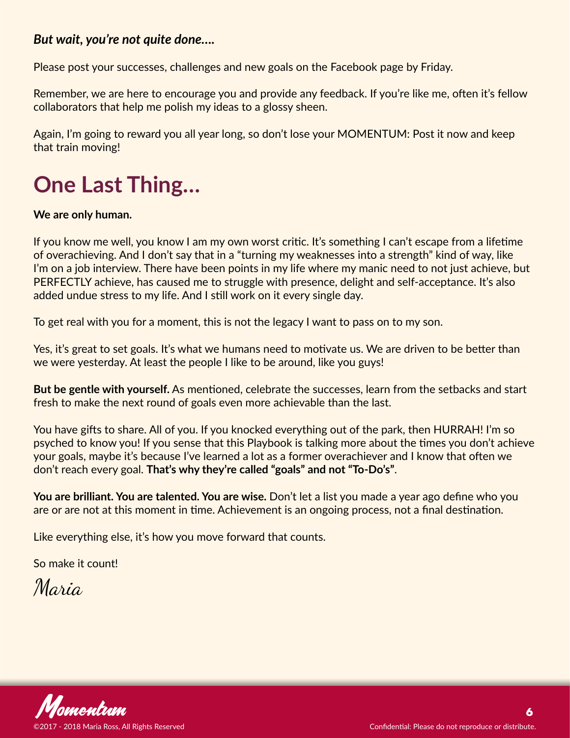***But wait, you're not quite done....***

Please post your successes, challenges and new goals on the Facebook page by Friday.

Remember, we are here to encourage you and provide any feedback. If you're like me, often it's fellow collaborators that help me polish my ideas to a glossy sheen.

Again, I'm going to reward you all year long, so don't lose your MOMENTUM: Post it now and keep that train moving!

# One Last Thing...

**We are only human.**

If you know me well, you know I am my own worst critic. It's something I can't escape from a lifetime of overachieving. And I don't say that in a "turning my weaknesses into a strength" kind of way, like I'm on a job interview. There have been points in my life where my manic need to not just achieve, but PERFECTLY achieve, has caused me to struggle with presence, delight and self-acceptance. It's also added undue stress to my life. And I still work on it every single day.

To get real with you for a moment, this is not the legacy I want to pass on to my son.

Yes, it's great to set goals. It's what we humans need to motivate us. We are driven to be better than we were yesterday. At least the people I like to be around, like you guys!

**But be gentle with yourself.** As mentioned, celebrate the successes, learn from the setbacks and start fresh to make the next round of goals even more achievable than the last.

You have gifts to share. All of you. If you knocked everything out of the park, then HURRAH! I'm so psyched to know you! If you sense that this Playbook is talking more about the times you don't achieve your goals, maybe it's because I've learned a lot as a former overachiever and I know that often we don't reach every goal. **That's why they're called "goals" and not "To-Do's"**.

**You are brilliant. You are talented. You are wise.** Don't let a list you made a year ago define who you are or are not at this moment in time. Achievement is an ongoing process, not a final destination.

Like everything else, it's how you move forward that counts.

So make it count!

*Maria*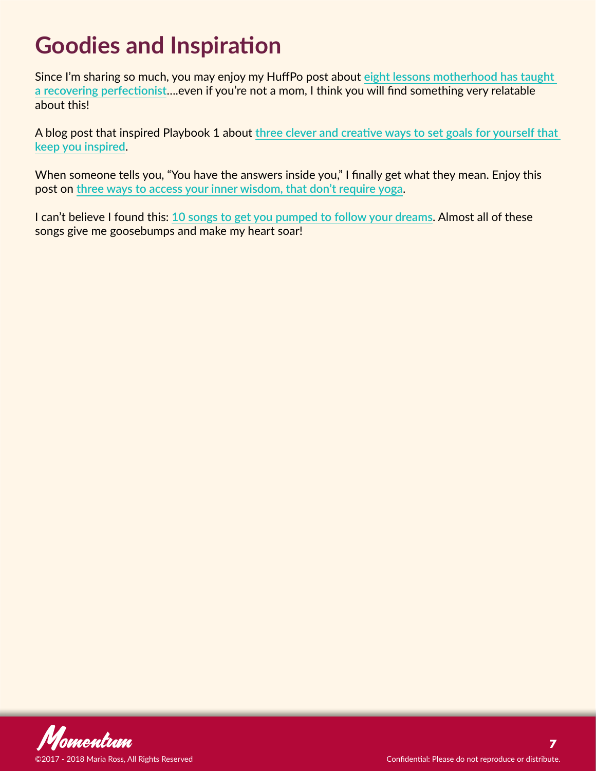# Goodies and Inspiration

Since I'm sharing so much, you may enjoy my HuffPo post about eight lessons motherhood has taught a recovering perfectionist....even if you're not a mom, I think you will find something very relatable about this!

A blog post that inspired Playbook 1 about three clever and creative ways to set goals for yourself that keep you inspired.

When someone tells you, "You have the answers inside you," I finally get what they mean. Enjoy this post on three ways to access your inner wisdom, that don't require yoga.

I can't believe I found this: 10 songs to get you pumped to follow your dreams. Almost all of these songs give me goosebumps and make my heart soar!